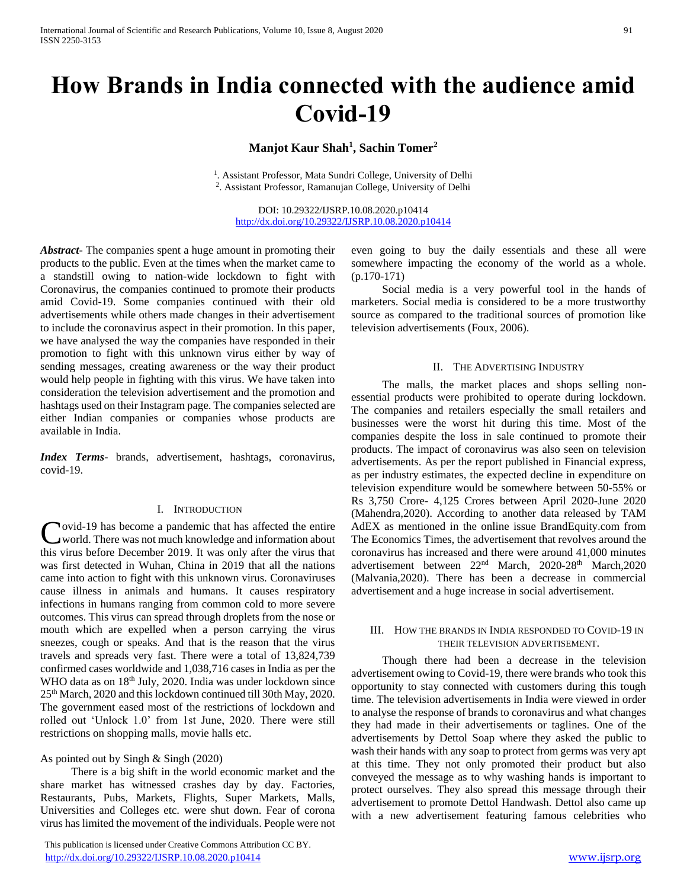# How Brands in India connected with the audience amid Covid-19

**Manjot Kaur Shah[1], Sachin Tomer[2]**

[1]. Assistant Professor, Mata Sundri College, University of Delhi
[2]. Assistant Professor, Ramanujan College, University of Delhi

DOI: 10.29322/IJSRP.10.08.2020.p10414
http://dx.doi.org/10.29322/IJSRP.10.08.2020.p10414

***Abstract***- The companies spent a huge amount in promoting their products to the public. Even at the times when the market came to a standstill owing to nation-wide lockdown to fight with Coronavirus, the companies continued to promote their products amid Covid-19. Some companies continued with their old advertisements while others made changes in their advertisement to include the coronavirus aspect in their promotion. In this paper, we have analysed the way the companies have responded in their promotion to fight with this unknown virus either by way of sending messages, creating awareness or the way their product would help people in fighting with this virus. We have taken into consideration the television advertisement and the promotion and hashtags used on their Instagram page. The companies selected are either Indian companies or companies whose products are available in India.

***Index Terms***- brands, advertisement, hashtags, coronavirus, covid-19.

## I. Introduction

Covid-19 has become a pandemic that has affected the entire world. There was not much knowledge and information about this virus before December 2019. It was only after the virus that was first detected in Wuhan, China in 2019 that all the nations came into action to fight with this unknown virus. Coronaviruses cause illness in animals and humans. It causes respiratory infections in humans ranging from common cold to more severe outcomes. This virus can spread through droplets from the nose or mouth which are expelled when a person carrying the virus sneezes, cough or speaks. And that is the reason that the virus travels and spreads very fast. There were a total of 13,824,739 confirmed cases worldwide and 1,038,716 cases in India as per the WHO data as on 18th July, 2020. India was under lockdown since 25th March, 2020 and this lockdown continued till 30th May, 2020. The government eased most of the restrictions of lockdown and rolled out 'Unlock 1.0' from 1st June, 2020. There were still restrictions on shopping malls, movie halls etc.

As pointed out by Singh & Singh (2020)

There is a big shift in the world economic market and the share market has witnessed crashes day by day. Factories, Restaurants, Pubs, Markets, Flights, Super Markets, Malls, Universities and Colleges etc. were shut down. Fear of corona virus has limited the movement of the individuals. People were not even going to buy the daily essentials and these all were somewhere impacting the economy of the world as a whole. (p.170-171)

Social media is a very powerful tool in the hands of marketers. Social media is considered to be a more trustworthy source as compared to the traditional sources of promotion like television advertisements (Foux, 2006).

## II. The Advertising Industry

The malls, the market places and shops selling non-essential products were prohibited to operate during lockdown. The companies and retailers especially the small retailers and businesses were the worst hit during this time. Most of the companies despite the loss in sale continued to promote their products. The impact of coronavirus was also seen on television advertisements. As per the report published in Financial express, as per industry estimates, the expected decline in expenditure on television expenditure would be somewhere between 50-55% or Rs 3,750 Crore- 4,125 Crores between April 2020-June 2020 (Mahendra,2020). According to another data released by TAM AdEX as mentioned in the online issue BrandEquity.com from The Economics Times, the advertisement that revolves around the coronavirus has increased and there were around 41,000 minutes advertisement between 22nd March, 2020-28th March,2020 (Malvania,2020). There has been a decrease in commercial advertisement and a huge increase in social advertisement.

## III. How the brands in India responded to Covid-19 in their television advertisement.

Though there had been a decrease in the television advertisement owing to Covid-19, there were brands who took this opportunity to stay connected with customers during this tough time. The television advertisements in India were viewed in order to analyse the response of brands to coronavirus and what changes they had made in their advertisements or taglines. One of the advertisements by Dettol Soap where they asked the public to wash their hands with any soap to protect from germs was very apt at this time. They not only promoted their product but also conveyed the message as to why washing hands is important to protect ourselves. They also spread this message through their advertisement to promote Dettol Handwash. Dettol also came up with a new advertisement featuring famous celebrities who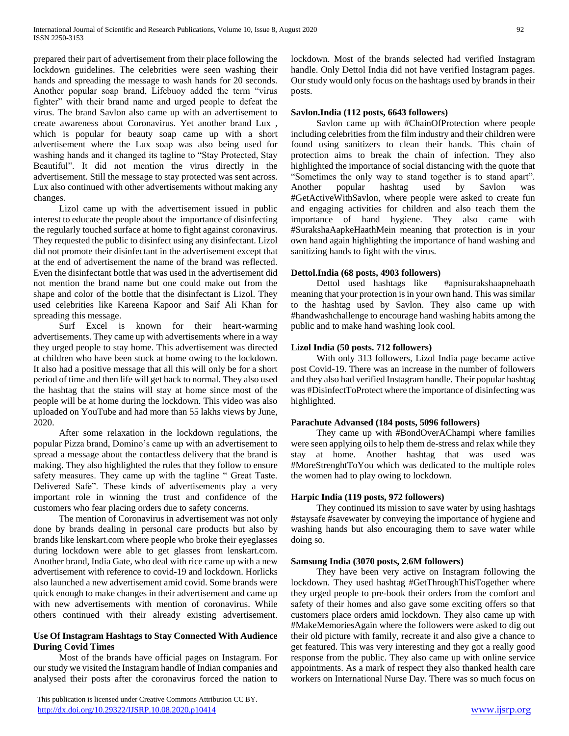prepared their part of advertisement from their place following the lockdown guidelines. The celebrities were seen washing their hands and spreading the message to wash hands for 20 seconds. Another popular soap brand, Lifebuoy added the term "virus fighter" with their brand name and urged people to defeat the virus. The brand Savlon also came up with an advertisement to create awareness about Coronavirus. Yet another brand Lux , which is popular for beauty soap came up with a short advertisement where the Lux soap was also being used for washing hands and it changed its tagline to "Stay Protected, Stay Beautiful". It did not mention the virus directly in the advertisement. Still the message to stay protected was sent across. Lux also continued with other advertisements without making any changes.

Lizol came up with the advertisement issued in public interest to educate the people about the importance of disinfecting the regularly touched surface at home to fight against coronavirus. They requested the public to disinfect using any disinfectant. Lizol did not promote their disinfectant in the advertisement except that at the end of advertisement the name of the brand was reflected. Even the disinfectant bottle that was used in the advertisement did not mention the brand name but one could make out from the shape and color of the bottle that the disinfectant is Lizol. They used celebrities like Kareena Kapoor and Saif Ali Khan for spreading this message.

Surf Excel is known for their heart-warming advertisements. They came up with advertisements where in a way they urged people to stay home. This advertisement was directed at children who have been stuck at home owing to the lockdown. It also had a positive message that all this will only be for a short period of time and then life will get back to normal. They also used the hashtag that the stains will stay at home since most of the people will be at home during the lockdown. This video was also uploaded on YouTube and had more than 55 lakhs views by June, 2020.

After some relaxation in the lockdown regulations, the popular Pizza brand, Domino's came up with an advertisement to spread a message about the contactless delivery that the brand is making. They also highlighted the rules that they follow to ensure safety measures. They came up with the tagline " Great Taste. Delivered Safe". These kinds of advertisements play a very important role in winning the trust and confidence of the customers who fear placing orders due to safety concerns.

The mention of Coronavirus in advertisement was not only done by brands dealing in personal care products but also by brands like lenskart.com where people who broke their eyeglasses during lockdown were able to get glasses from lenskart.com. Another brand, India Gate, who deal with rice came up with a new advertisement with reference to covid-19 and lockdown. Horlicks also launched a new advertisement amid covid. Some brands were quick enough to make changes in their advertisement and came up with new advertisements with mention of coronavirus. While others continued with their already existing advertisement.

## Use Of Instagram Hashtags to Stay Connected With Audience During Covid Times

Most of the brands have official pages on Instagram. For our study we visited the Instagram handle of Indian companies and analysed their posts after the coronavirus forced the nation to lockdown. Most of the brands selected had verified Instagram handle. Only Dettol India did not have verified Instagram pages. Our study would only focus on the hashtags used by brands in their posts.

**Savlon.India (112 posts, 6643 followers)**

Savlon came up with #ChainOfProtection where people including celebrities from the film industry and their children were found using sanitizers to clean their hands. This chain of protection aims to break the chain of infection. They also highlighted the importance of social distancing with the quote that "Sometimes the only way to stand together is to stand apart". Another popular hashtag used by Savlon was #GetActiveWithSavlon, where people were asked to create fun and engaging activities for children and also teach them the importance of hand hygiene. They also came with #SurakshaAapkeHaathMein meaning that protection is in your own hand again highlighting the importance of hand washing and sanitizing hands to fight with the virus.

**Dettol.India (68 posts, 4903 followers)**

Dettol used hashtags like #apnisurakshaapnehaath meaning that your protection is in your own hand. This was similar to the hashtag used by Savlon. They also came up with #handwashchallenge to encourage hand washing habits among the public and to make hand washing look cool.

**Lizol India (50 posts. 712 followers)**

With only 313 followers, Lizol India page became active post Covid-19. There was an increase in the number of followers and they also had verified Instagram handle. Their popular hashtag was #DisinfectToProtect where the importance of disinfecting was highlighted.

**Parachute Advansed (184 posts, 5096 followers)**

They came up with #BondOverAChampi where families were seen applying oils to help them de-stress and relax while they stay at home. Another hashtag that was used was #MoreStrenghtToYou which was dedicated to the multiple roles the women had to play owing to lockdown.

**Harpic India (119 posts, 972 followers)**

They continued its mission to save water by using hashtags #staysafe #savewater by conveying the importance of hygiene and washing hands but also encouraging them to save water while doing so.

**Samsung India (3070 posts, 2.6M followers)**

They have been very active on Instagram following the lockdown. They used hashtag #GetThroughThisTogether where they urged people to pre-book their orders from the comfort and safety of their homes and also gave some exciting offers so that customers place orders amid lockdown. They also came up with #MakeMemoriesAgain where the followers were asked to dig out their old picture with family, recreate it and also give a chance to get featured. This was very interesting and they got a really good response from the public. They also came up with online service appointments. As a mark of respect they also thanked health care workers on International Nurse Day. There was so much focus on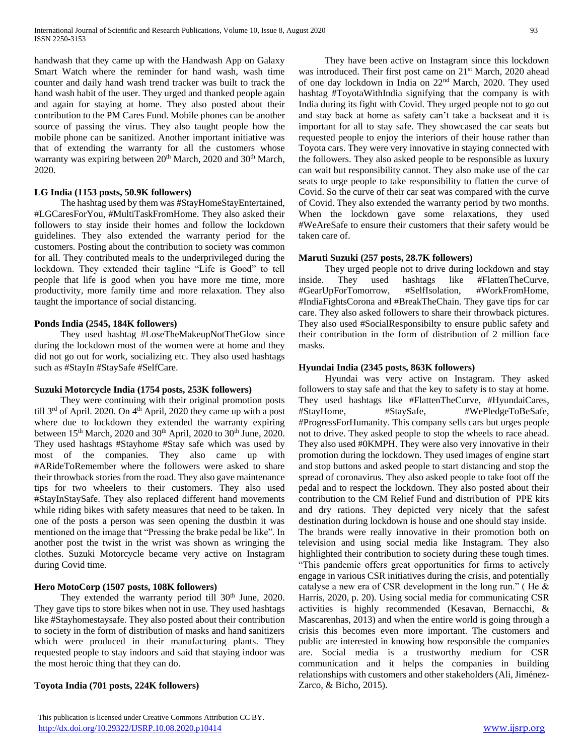handwash that they came up with the Handwash App on Galaxy Smart Watch where the reminder for hand wash, wash time counter and daily hand wash trend tracker was built to track the hand wash habit of the user. They urged and thanked people again and again for staying at home. They also posted about their contribution to the PM Cares Fund. Mobile phones can be another source of passing the virus. They also taught people how the mobile phone can be sanitized. Another important initiative was that of extending the warranty for all the customers whose warranty was expiring between 20th March, 2020 and 30th March, 2020.

**LG India (1153 posts, 50.9K followers)**

The hashtag used by them was #StayHomeStayEntertained, #LGCaresForYou, #MultiTaskFromHome. They also asked their followers to stay inside their homes and follow the lockdown guidelines. They also extended the warranty period for the customers. Posting about the contribution to society was common for all. They contributed meals to the underprivileged during the lockdown. They extended their tagline "Life is Good" to tell people that life is good when you have more me time, more productivity, more family time and more relaxation. They also taught the importance of social distancing.

**Ponds India (2545, 184K followers)**

They used hashtag #LoseTheMakeupNotTheGlow since during the lockdown most of the women were at home and they did not go out for work, socializing etc. They also used hashtags such as #StayIn #StaySafe #SelfCare.

**Suzuki Motorcycle India (1754 posts, 253K followers)**

They were continuing with their original promotion posts till 3rd of April. 2020. On 4th April, 2020 they came up with a post where due to lockdown they extended the warranty expiring between 15th March, 2020 and 30th April, 2020 to 30th June, 2020. They used hashtags #Stayhome #Stay safe which was used by most of the companies. They also came up with #ARideToRemember where the followers were asked to share their throwback stories from the road. They also gave maintenance tips for two wheelers to their customers. They also used #StayInStaySafe. They also replaced different hand movements while riding bikes with safety measures that need to be taken. In one of the posts a person was seen opening the dustbin it was mentioned on the image that "Pressing the brake pedal be like". In another post the twist in the wrist was shown as wringing the clothes. Suzuki Motorcycle became very active on Instagram during Covid time.

**Hero MotoCorp (1507 posts, 108K followers)**

They extended the warranty period till 30th June, 2020. They gave tips to store bikes when not in use. They used hashtags like #Stayhomestaysafe. They also posted about their contribution to society in the form of distribution of masks and hand sanitizers which were produced in their manufacturing plants. They requested people to stay indoors and said that staying indoor was the most heroic thing that they can do.

**Toyota India (701 posts, 224K followers)**

They have been active on Instagram since this lockdown was introduced. Their first post came on 21st March, 2020 ahead of one day lockdown in India on 22nd March, 2020. They used hashtag #ToyotaWithIndia signifying that the company is with India during its fight with Covid. They urged people not to go out and stay back at home as safety can't take a backseat and it is important for all to stay safe. They showcased the car seats but requested people to enjoy the interiors of their house rather than Toyota cars. They were very innovative in staying connected with the followers. They also asked people to be responsible as luxury can wait but responsibility cannot. They also make use of the car seats to urge people to take responsibility to flatten the curve of Covid. So the curve of their car seat was compared with the curve of Covid. They also extended the warranty period by two months. When the lockdown gave some relaxations, they used #WeAreSafe to ensure their customers that their safety would be taken care of.

**Maruti Suzuki (257 posts, 28.7K followers)**

They urged people not to drive during lockdown and stay inside. They used hashtags like #FlattenTheCurve, #GearUpForTomorrow, #SelfIsolation, #WorkFromHome, #IndiaFightsCorona and #BreakTheChain. They gave tips for car care. They also asked followers to share their throwback pictures. They also used #SocialResponsibilty to ensure public safety and their contribution in the form of distribution of 2 million face masks.

**Hyundai India (2345 posts, 863K followers)**

Hyundai was very active on Instagram. They asked followers to stay safe and that the key to safety is to stay at home. They used hashtags like #FlattenTheCurve, #HyundaiCares, #StayHome, #StaySafe, #WePledgeToBeSafe, #ProgressForHumanity. This company sells cars but urges people not to drive. They asked people to stop the wheels to race ahead. They also used #0KMPH. They were also very innovative in their promotion during the lockdown. They used images of engine start and stop buttons and asked people to start distancing and stop the spread of coronavirus. They also asked people to take foot off the pedal and to respect the lockdown. They also posted about their contribution to the CM Relief Fund and distribution of PPE kits and dry rations. They depicted very nicely that the safest destination during lockdown is house and one should stay inside.

The brands were really innovative in their promotion both on television and using social media like Instagram. They also highlighted their contribution to society during these tough times. "This pandemic offers great opportunities for firms to actively engage in various CSR initiatives during the crisis, and potentially catalyse a new era of CSR development in the long run." ( He & Harris, 2020, p. 20). Using social media for communicating CSR activities is highly recommended (Kesavan, Bernacchi, & Mascarenhas, 2013) and when the entire world is going through a crisis this becomes even more important. The customers and public are interested in knowing how responsible the companies are. Social media is a trustworthy medium for CSR communication and it helps the companies in building relationships with customers and other stakeholders (Ali, Jiménez-Zarco, & Bicho, 2015).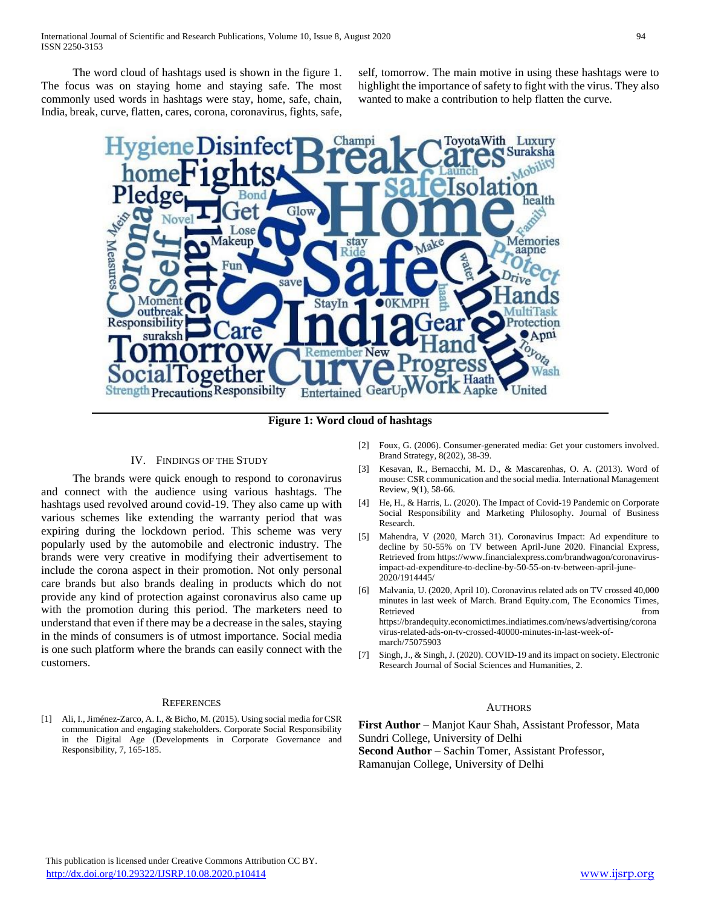The word cloud of hashtags used is shown in the figure 1. The focus was on staying home and staying safe. The most commonly used words in hashtags were stay, home, safe, chain, India, break, curve, flatten, cares, corona, coronavirus, fights, safe, self, tomorrow. The main motive in using these hashtags were to highlight the importance of safety to fight with the virus. They also wanted to make a contribution to help flatten the curve.

**Figure 1: Word cloud of hashtags**

## IV. Findings of the Study

The brands were quick enough to respond to coronavirus and connect with the audience using various hashtags. The hashtags used revolved around covid-19. They also came up with various schemes like extending the warranty period that was expiring during the lockdown period. This scheme was very popularly used by the automobile and electronic industry. The brands were very creative in modifying their advertisement to include the corona aspect in their promotion. Not only personal care brands but also brands dealing in products which do not provide any kind of protection against coronavirus also came up with the promotion during this period. The marketers need to understand that even if there may be a decrease in the sales, staying in the minds of consumers is of utmost importance. Social media is one such platform where the brands can easily connect with the customers.

## References

[1] Ali, I., Jiménez-Zarco, A. I., & Bicho, M. (2015). Using social media for CSR communication and engaging stakeholders. Corporate Social Responsibility in the Digital Age (Developments in Corporate Governance and Responsibility, 7, 165-185.

[2] Foux, G. (2006). Consumer-generated media: Get your customers involved. Brand Strategy, 8(202), 38-39.

[3] Kesavan, R., Bernacchi, M. D., & Mascarenhas, O. A. (2013). Word of mouse: CSR communication and the social media. International Management Review, 9(1), 58-66.

[4] He, H., & Harris, L. (2020). The Impact of Covid-19 Pandemic on Corporate Social Responsibility and Marketing Philosophy. Journal of Business Research.

[5] Mahendra, V (2020, March 31). Coronavirus Impact: Ad expenditure to decline by 50-55% on TV between April-June 2020. Financial Express, Retrieved from https://www.financialexpress.com/brandwagon/coronavirus-impact-ad-expenditure-to-decline-by-50-55-on-tv-between-april-june-2020/1914445/

[6] Malvania, U. (2020, April 10). Coronavirus related ads on TV crossed 40,000 minutes in last week of March. Brand Equity.com, The Economics Times, Retrieved from https://brandequity.economictimes.indiatimes.com/news/advertising/corona virus-related-ads-on-tv-crossed-40000-minutes-in-last-week-of-march/75075903

[7] Singh, J., & Singh, J. (2020). COVID-19 and its impact on society. Electronic Research Journal of Social Sciences and Humanities, 2.

## Authors

**First Author** – Manjot Kaur Shah, Assistant Professor, Mata Sundri College, University of Delhi

**Second Author** – Sachin Tomer, Assistant Professor, Ramanujan College, University of Delhi